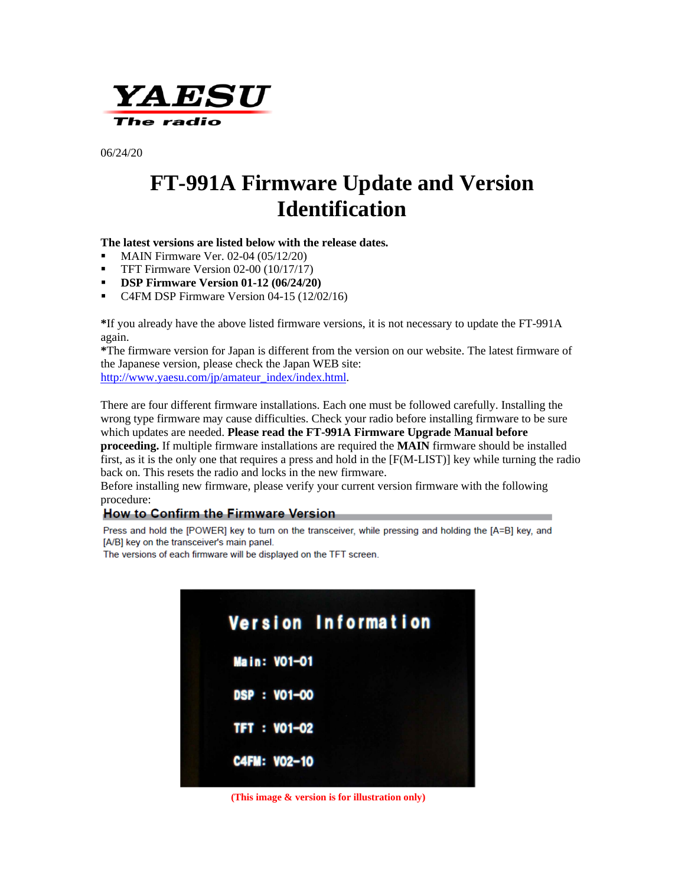YAESU

The radio

06/24/20

# FT-991A Firmware Update and Version Identification

**The latest versions are listed below with the release dates.**

- MAIN Firmware Ver. 02-04 (05/12/20)
- TFT Firmware Version 02-00 (10/17/17)
- **DSP Firmware Version 01-12 (06/24/20)**
- C4FM DSP Firmware Version 04-15 (12/02/16)

**\***If you already have the above listed firmware versions, it is not necessary to update the FT-991A again.
**\***The firmware version for Japan is different from the version on our website. The latest firmware of the Japanese version, please check the Japan WEB site: http://www.yaesu.com/jp/amateur_index/index.html.

There are four different firmware installations. Each one must be followed carefully. Installing the wrong type firmware may cause difficulties. Check your radio before installing firmware to be sure which updates are needed. **Please read the FT-991A Firmware Upgrade Manual before proceeding.** If multiple firmware installations are required the **MAIN** firmware should be installed first, as it is the only one that requires a press and hold in the [F(M-LIST)] key while turning the radio back on. This resets the radio and locks in the new firmware.
Before installing new firmware, please verify your current version firmware with the following procedure:

## How to Confirm the Firmware Version

Press and hold the [POWER] key to turn on the transceiver, while pressing and holding the [A=B] key, and [A/B] key on the transceiver's main panel.
The versions of each firmware will be displayed on the TFT screen.

Version Information

Main: V01-01

DSP : V01-00

TFT : V01-02

C4FM: V02-10

**(This image & version is for illustration only)**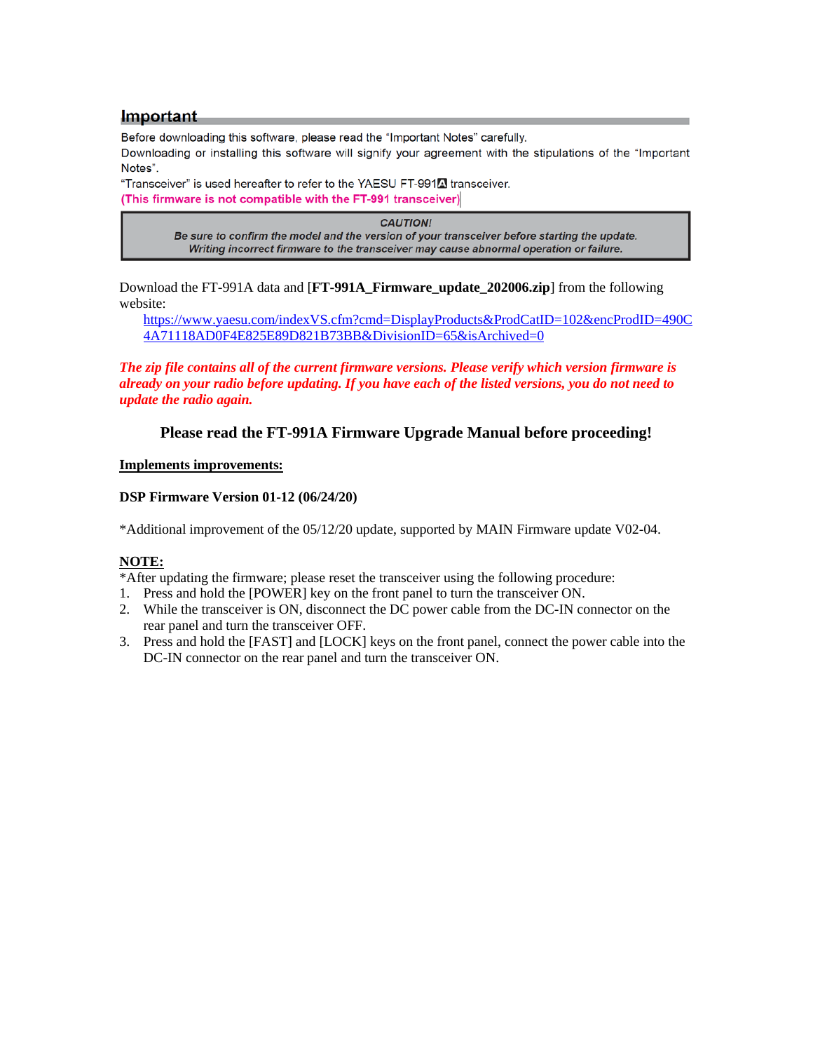## Important

Before downloading this software, please read the "Important Notes" carefully.
Downloading or installing this software will signify your agreement with the stipulations of the "Important Notes".
"Transceiver" is used hereafter to refer to the YAESU FT-991A transceiver.
(This firmware is not compatible with the FT-991 transceiver)

> ***CAUTION!***
> ***Be sure to confirm the model and the version of your transceiver before starting the update.***
> ***Writing incorrect firmware to the transceiver may cause abnormal operation or failure.***

Download the FT-991A data and [**FT-991A_Firmware_update_202006.zip**] from the following website:

[https://www.yaesu.com/indexVS.cfm?cmd=DisplayProducts&ProdCatID=102&encProdID=490C4A71118AD0F4E825E89D821B73BB&DivisionID=65&isArchived=0](https://www.yaesu.com/indexVS.cfm?cmd=DisplayProducts&ProdCatID=102&encProdID=490C4A71118AD0F4E825E89D821B73BB&DivisionID=65&isArchived=0)

***The zip file contains all of the current firmware versions. Please verify which version firmware is already on your radio before updating. If you have each of the listed versions, you do not need to update the radio again.***

### Please read the FT-991A Firmware Upgrade Manual before proceeding!

**Implements improvements:**

**DSP Firmware Version 01-12 (06/24/20)**

*Additional improvement of the 05/12/20 update, supported by MAIN Firmware update V02-04.

**NOTE:**

*After updating the firmware; please reset the transceiver using the following procedure:

1. Press and hold the [POWER] key on the front panel to turn the transceiver ON.
2. While the transceiver is ON, disconnect the DC power cable from the DC-IN connector on the rear panel and turn the transceiver OFF.
3. Press and hold the [FAST] and [LOCK] keys on the front panel, connect the power cable into the DC-IN connector on the rear panel and turn the transceiver ON.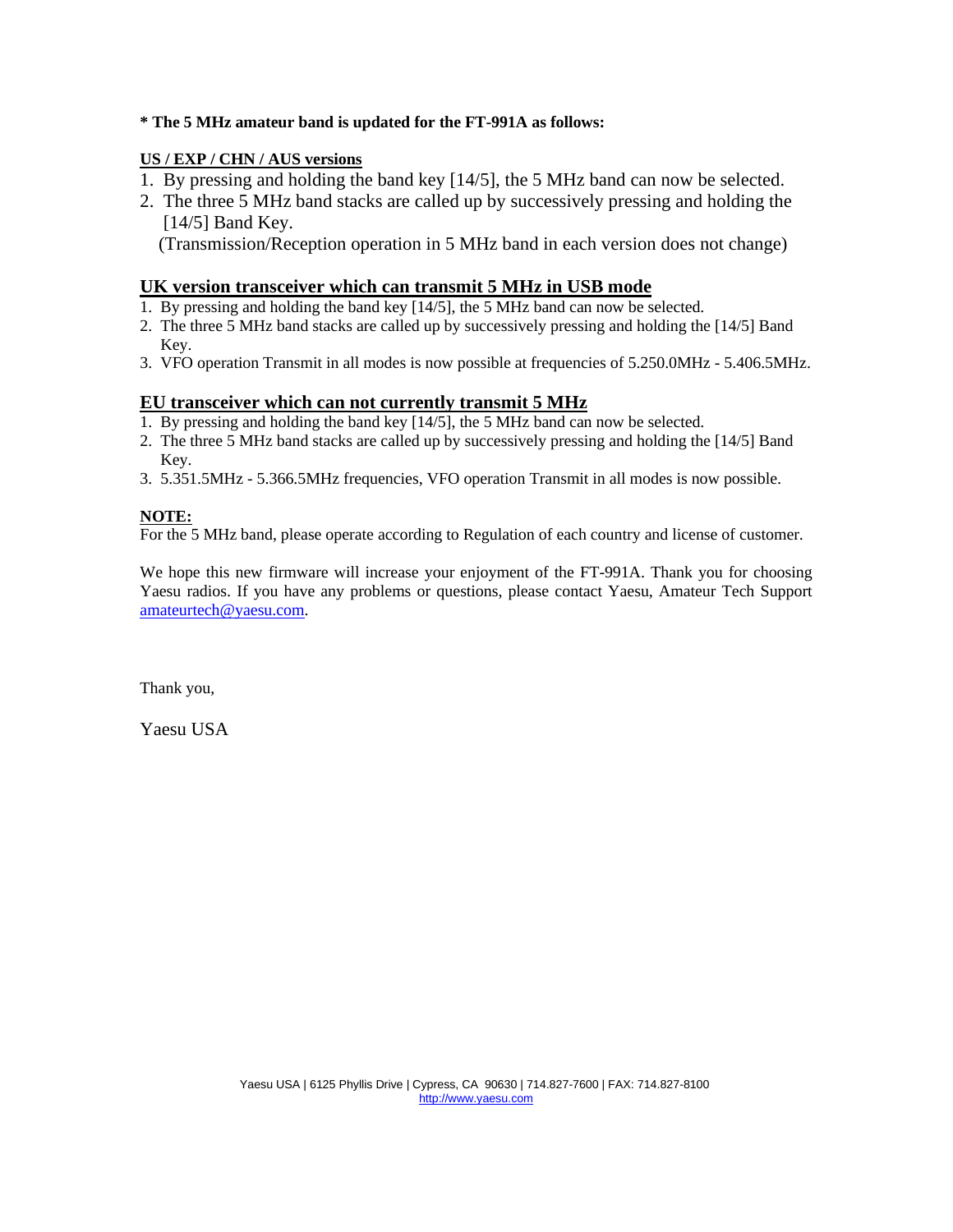**\* The 5 MHz amateur band is updated for the FT-991A as follows:**

**US / EXP / CHN / AUS versions**

1. By pressing and holding the band key [14/5], the 5 MHz band can now be selected.
2. The three 5 MHz band stacks are called up by successively pressing and holding the [14/5] Band Key.

(Transmission/Reception operation in 5 MHz band in each version does not change)

## UK version transceiver which can transmit 5 MHz in USB mode

1. By pressing and holding the band key [14/5], the 5 MHz band can now be selected.
2. The three 5 MHz band stacks are called up by successively pressing and holding the [14/5] Band Key.
3. VFO operation Transmit in all modes is now possible at frequencies of 5.250.0MHz - 5.406.5MHz.

## EU transceiver which can not currently transmit 5 MHz

1. By pressing and holding the band key [14/5], the 5 MHz band can now be selected.
2. The three 5 MHz band stacks are called up by successively pressing and holding the [14/5] Band Key.
3. 5.351.5MHz - 5.366.5MHz frequencies, VFO operation Transmit in all modes is now possible.

**NOTE:**

For the 5 MHz band, please operate according to Regulation of each country and license of customer.

We hope this new firmware will increase your enjoyment of the FT-991A. Thank you for choosing Yaesu radios. If you have any problems or questions, please contact Yaesu, Amateur Tech Support amateurtech@yaesu.com.

Thank you,

Yaesu USA

Yaesu USA | 6125 Phyllis Drive | Cypress, CA 90630 | 714.827-7600 | FAX: 714.827-8100
http://www.yaesu.com